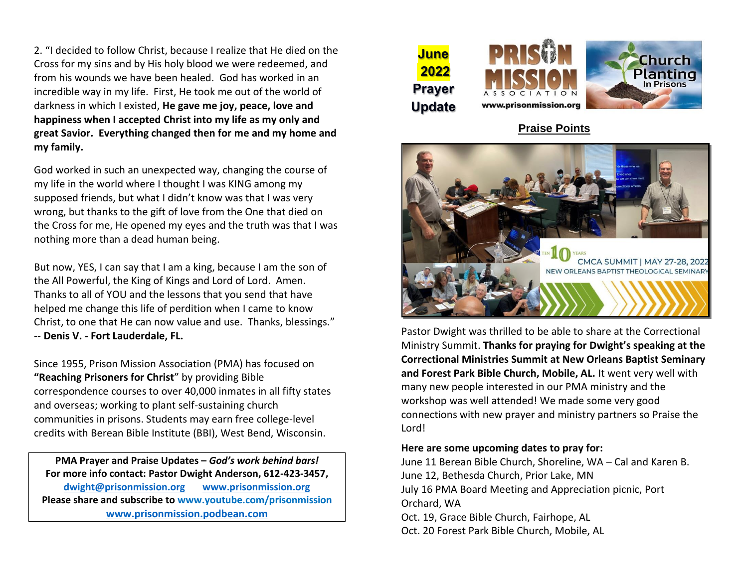2. "I decided to follow Christ, because I realize that He died on the Cross for my sins and by His holy blood we were redeemed, and from his wounds we have been healed. God has worked in an incredible way in my life. First, He took me out of the world of darkness in which I existed, **He gave me joy, peace, love and happiness when I accepted Christ into my life as my only and great Savior. Everything changed then for me and my home and my family.**

God worked in such an unexpected way, changing the course of my life in the world where I thought I was KING among my supposed friends, but what I didn't know was that I was very wrong, but thanks to the gift of love from the One that died on the Cross for me, He opened my eyes and the truth was that I was nothing more than a dead human being.

But now, YES, I can say that I am a king, because I am the son of the All Powerful, the King of Kings and Lord of Lord. Amen. Thanks to all of YOU and the lessons that you send that have helped me change this life of perdition when I came to know Christ, to one that He can now value and use. Thanks, blessings." -- **Denis V. - Fort Lauderdale, FL.**

Since 1955, Prison Mission Association (PMA) has focused on **"Reaching Prisoners for Christ"** by providing Bible correspondence courses to over 40,000 inmates in all fifty states and overseas; working to plant self-sustaining church communities in prisons. Students may earn free college-level credits with Berean Bible Institute (BBI), West Bend, Wisconsin.

**PMA Prayer and Praise Updates – *God's work behind bars!***
**For more info contact: Pastor Dwight Anderson, 612-423-3457,**
**dwight@prisonmission.org www.prisonmission.org**
**Please share and subscribe to www.youtube.com/prisonmission**
**www.prisonmission.podbean.com**

# June 2022 Prayer Update

PRISON MISSION ASSOCIATION
www.prisonmission.org

Church Planting In Prisons

## Praise Points

TEN 10 YEARS CMCA SUMMIT | MAY 27-28, 2022 NEW ORLEANS BAPTIST THEOLOGICAL SEMINARY

Pastor Dwight was thrilled to be able to share at the Correctional Ministry Summit. **Thanks for praying for Dwight's speaking at the Correctional Ministries Summit at New Orleans Baptist Seminary and Forest Park Bible Church, Mobile, AL.** It went very well with many new people interested in our PMA ministry and the workshop was well attended! We made some very good connections with new prayer and ministry partners so Praise the Lord!

**Here are some upcoming dates to pray for:**

June 11 Berean Bible Church, Shoreline, WA – Cal and Karen B.
June 12, Bethesda Church, Prior Lake, MN
July 16 PMA Board Meeting and Appreciation picnic, Port Orchard, WA
Oct. 19, Grace Bible Church, Fairhope, AL
Oct. 20 Forest Park Bible Church, Mobile, AL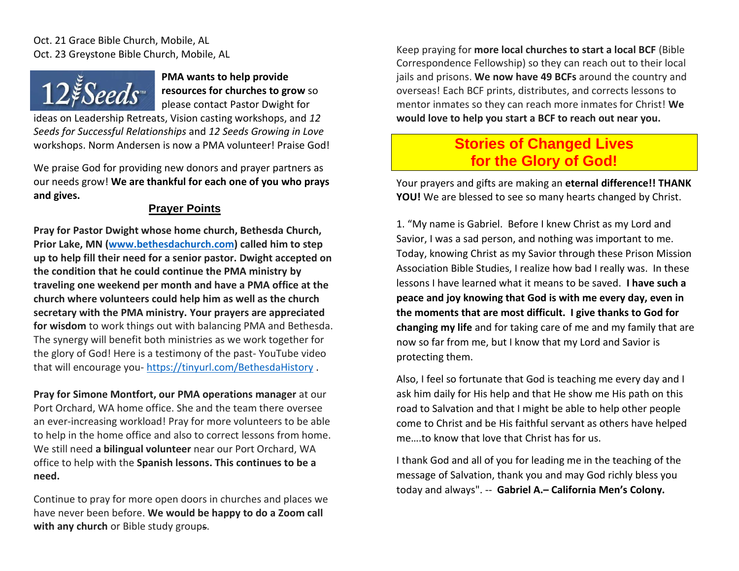Oct. 21 Grace Bible Church, Mobile, AL
Oct. 23 Greystone Bible Church, Mobile, AL

12 Seeds™

**PMA wants to help provide resources for churches to grow** so please contact Pastor Dwight for ideas on Leadership Retreats, Vision casting workshops, and *12 Seeds for Successful Relationships* and *12 Seeds Growing in Love* workshops. Norm Andersen is now a PMA volunteer! Praise God!

We praise God for providing new donors and prayer partners as our needs grow! **We are thankful for each one of you who prays and gives.**

## Prayer Points

**Pray for Pastor Dwight whose home church, Bethesda Church, Prior Lake, MN ([www.bethesdachurch.com](www.bethesdachurch.com)) called him to step up to help fill their need for a senior pastor. Dwight accepted on the condition that he could continue the PMA ministry by traveling one weekend per month and have a PMA office at the church where volunteers could help him as well as the church secretary with the PMA ministry. Your prayers are appreciated for wisdom** to work things out with balancing PMA and Bethesda. The synergy will benefit both ministries as we work together for the glory of God! Here is a testimony of the past- YouTube video that will encourage you- [https://tinyurl.com/BethesdaHistory](https://tinyurl.com/BethesdaHistory) .

**Pray for Simone Montfort, our PMA operations manager** at our Port Orchard, WA home office. She and the team there oversee an ever-increasing workload! Pray for more volunteers to be able to help in the home office and also to correct lessons from home. We still need **a bilingual volunteer** near our Port Orchard, WA office to help with the **Spanish lessons. This continues to be a need.**

Continue to pray for more open doors in churches and places we have never been before. **We would be happy to do a Zoom call with any church** or Bible study groups.

Keep praying for **more local churches to start a local BCF** (Bible Correspondence Fellowship) so they can reach out to their local jails and prisons. **We now have 49 BCFs** around the country and overseas! Each BCF prints, distributes, and corrects lessons to mentor inmates so they can reach more inmates for Christ! **We would love to help you start a BCF to reach out near you.**

## Stories of Changed Lives for the Glory of God!

Your prayers and gifts are making an **eternal difference!! THANK YOU!** We are blessed to see so many hearts changed by Christ.

1. "My name is Gabriel. Before I knew Christ as my Lord and Savior, I was a sad person, and nothing was important to me. Today, knowing Christ as my Savior through these Prison Mission Association Bible Studies, I realize how bad I really was. In these lessons I have learned what it means to be saved. **I have such a peace and joy knowing that God is with me every day, even in the moments that are most difficult. I give thanks to God for changing my life** and for taking care of me and my family that are now so far from me, but I know that my Lord and Savior is protecting them.

Also, I feel so fortunate that God is teaching me every day and I ask him daily for His help and that He show me His path on this road to Salvation and that I might be able to help other people come to Christ and be His faithful servant as others have helped me….to know that love that Christ has for us.

I thank God and all of you for leading me in the teaching of the message of Salvation, thank you and may God richly bless you today and always". -- **Gabriel A.– California Men's Colony.**